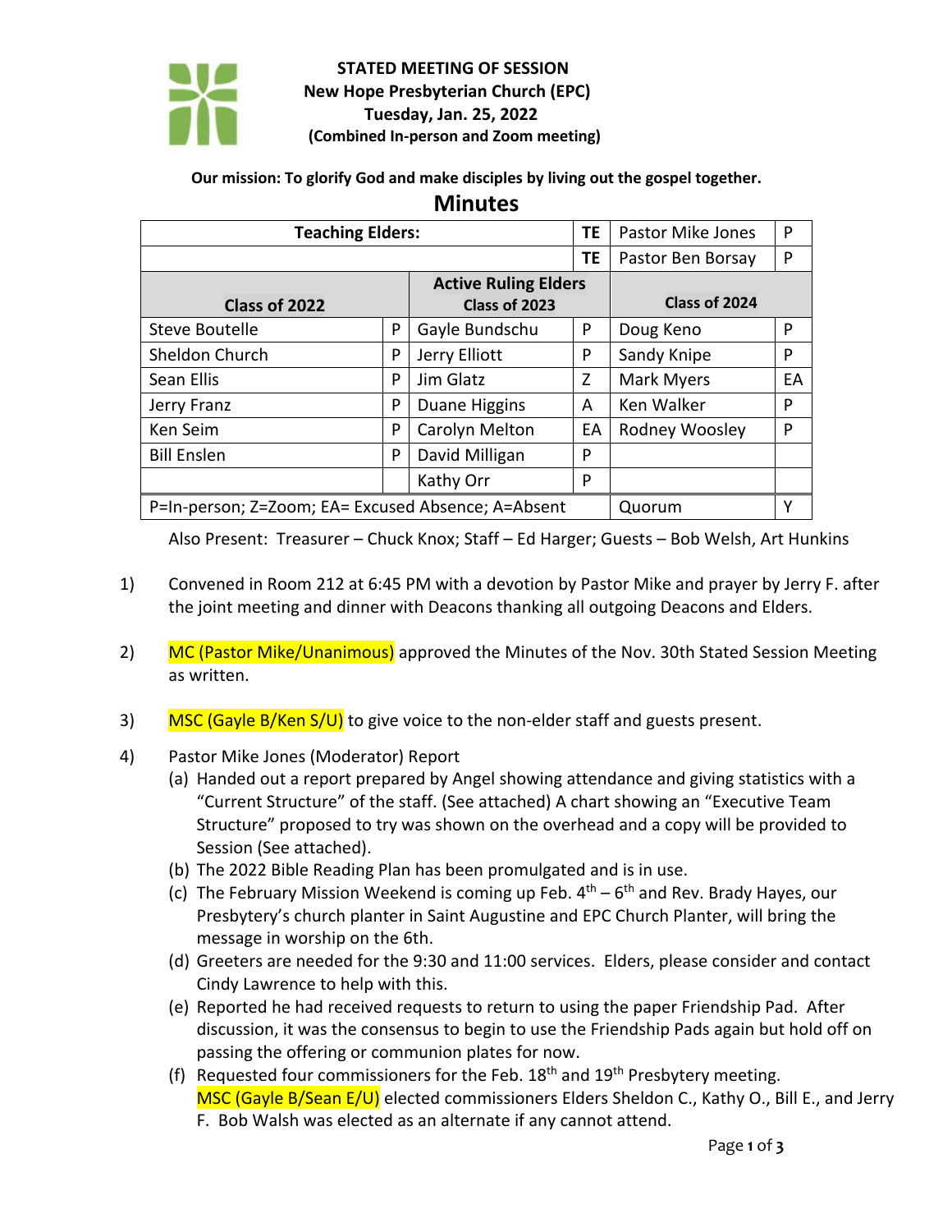**STATED MEETING OF SESSION**
**New Hope Presbyterian Church (EPC)**
**Tuesday, Jan. 25, 2022**
**(Combined In-person and Zoom meeting)**

**Our mission: To glorify God and make disciples by living out the gospel together.**

# Minutes

| **Teaching Elders:** | | | | **TE** | Pastor Mike Jones | P |
|---|---|---|---|---|---|---|
| | | | | **TE** | Pastor Ben Borsay | P |
| **Class of 2022** | | **Active Ruling Elders Class of 2023** | | **Class of 2024** | | |
| Steve Boutelle | P | Gayle Bundschu | P | Doug Keno | | P |
| Sheldon Church | P | Jerry Elliott | P | Sandy Knipe | | P |
| Sean Ellis | P | Jim Glatz | Z | Mark Myers | | EA |
| Jerry Franz | P | Duane Higgins | A | Ken Walker | | P |
| Ken Seim | P | Carolyn Melton | EA | Rodney Woosley | | P |
| Bill Enslen | P | David Milligan | P | | | |
| | | Kathy Orr | P | | | |
| P=In-person; Z=Zoom; EA= Excused Absence; A=Absent | | | | Quorum | | Y |

Also Present: Treasurer – Chuck Knox; Staff – Ed Harger; Guests – Bob Welsh, Art Hunkins

1) Convened in Room 212 at 6:45 PM with a devotion by Pastor Mike and prayer by Jerry F. after the joint meeting and dinner with Deacons thanking all outgoing Deacons and Elders.

2) MC (Pastor Mike/Unanimous) approved the Minutes of the Nov. 30th Stated Session Meeting as written.

3) MSC (Gayle B/Ken S/U) to give voice to the non-elder staff and guests present.

4) Pastor Mike Jones (Moderator) Report
   (a) Handed out a report prepared by Angel showing attendance and giving statistics with a "Current Structure" of the staff. (See attached) A chart showing an "Executive Team Structure" proposed to try was shown on the overhead and a copy will be provided to Session (See attached).
   (b) The 2022 Bible Reading Plan has been promulgated and is in use.
   (c) The February Mission Weekend is coming up Feb. 4th – 6th and Rev. Brady Hayes, our Presbytery's church planter in Saint Augustine and EPC Church Planter, will bring the message in worship on the 6th.
   (d) Greeters are needed for the 9:30 and 11:00 services. Elders, please consider and contact Cindy Lawrence to help with this.
   (e) Reported he had received requests to return to using the paper Friendship Pad. After discussion, it was the consensus to begin to use the Friendship Pads again but hold off on passing the offering or communion plates for now.
   (f) Requested four commissioners for the Feb. 18th and 19th Presbytery meeting. MSC (Gayle B/Sean E/U) elected commissioners Elders Sheldon C., Kathy O., Bill E., and Jerry F. Bob Walsh was elected as an alternate if any cannot attend.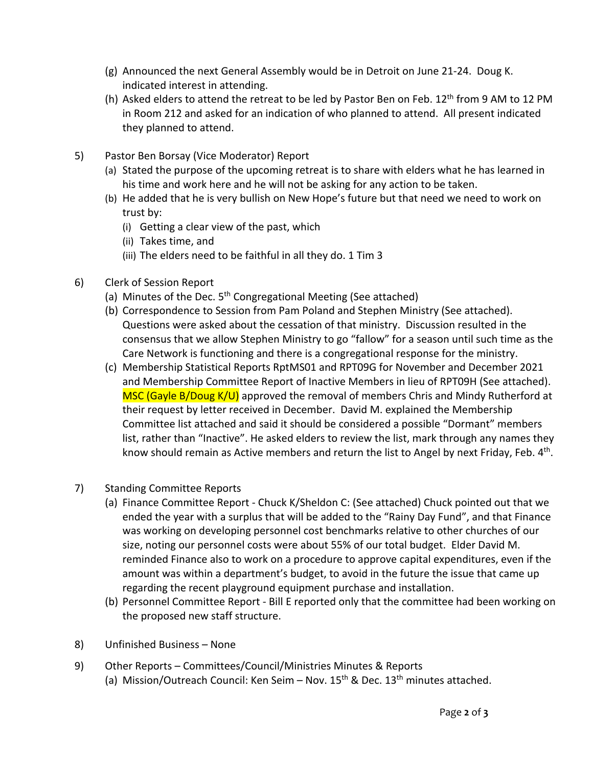(g) Announced the next General Assembly would be in Detroit on June 21-24. Doug K. indicated interest in attending.

(h) Asked elders to attend the retreat to be led by Pastor Ben on Feb. 12th from 9 AM to 12 PM in Room 212 and asked for an indication of who planned to attend. All present indicated they planned to attend.

5) Pastor Ben Borsay (Vice Moderator) Report

(a) Stated the purpose of the upcoming retreat is to share with elders what he has learned in his time and work here and he will not be asking for any action to be taken.

(b) He added that he is very bullish on New Hope's future but that need we need to work on trust by:

(i) Getting a clear view of the past, which

(ii) Takes time, and

(iii) The elders need to be faithful in all they do. 1 Tim 3

6) Clerk of Session Report

(a) Minutes of the Dec. 5th Congregational Meeting (See attached)

(b) Correspondence to Session from Pam Poland and Stephen Ministry (See attached). Questions were asked about the cessation of that ministry. Discussion resulted in the consensus that we allow Stephen Ministry to go "fallow" for a season until such time as the Care Network is functioning and there is a congregational response for the ministry.

(c) Membership Statistical Reports RptMS01 and RPT09G for November and December 2021 and Membership Committee Report of Inactive Members in lieu of RPT09H (See attached). MSC (Gayle B/Doug K/U) approved the removal of members Chris and Mindy Rutherford at their request by letter received in December. David M. explained the Membership Committee list attached and said it should be considered a possible "Dormant" members list, rather than "Inactive". He asked elders to review the list, mark through any names they know should remain as Active members and return the list to Angel by next Friday, Feb. 4th.

7) Standing Committee Reports

(a) Finance Committee Report - Chuck K/Sheldon C: (See attached) Chuck pointed out that we ended the year with a surplus that will be added to the "Rainy Day Fund", and that Finance was working on developing personnel cost benchmarks relative to other churches of our size, noting our personnel costs were about 55% of our total budget. Elder David M. reminded Finance also to work on a procedure to approve capital expenditures, even if the amount was within a department's budget, to avoid in the future the issue that came up regarding the recent playground equipment purchase and installation.

(b) Personnel Committee Report - Bill E reported only that the committee had been working on the proposed new staff structure.

8) Unfinished Business – None

9) Other Reports – Committees/Council/Ministries Minutes & Reports

(a) Mission/Outreach Council: Ken Seim – Nov. 15th & Dec. 13th minutes attached.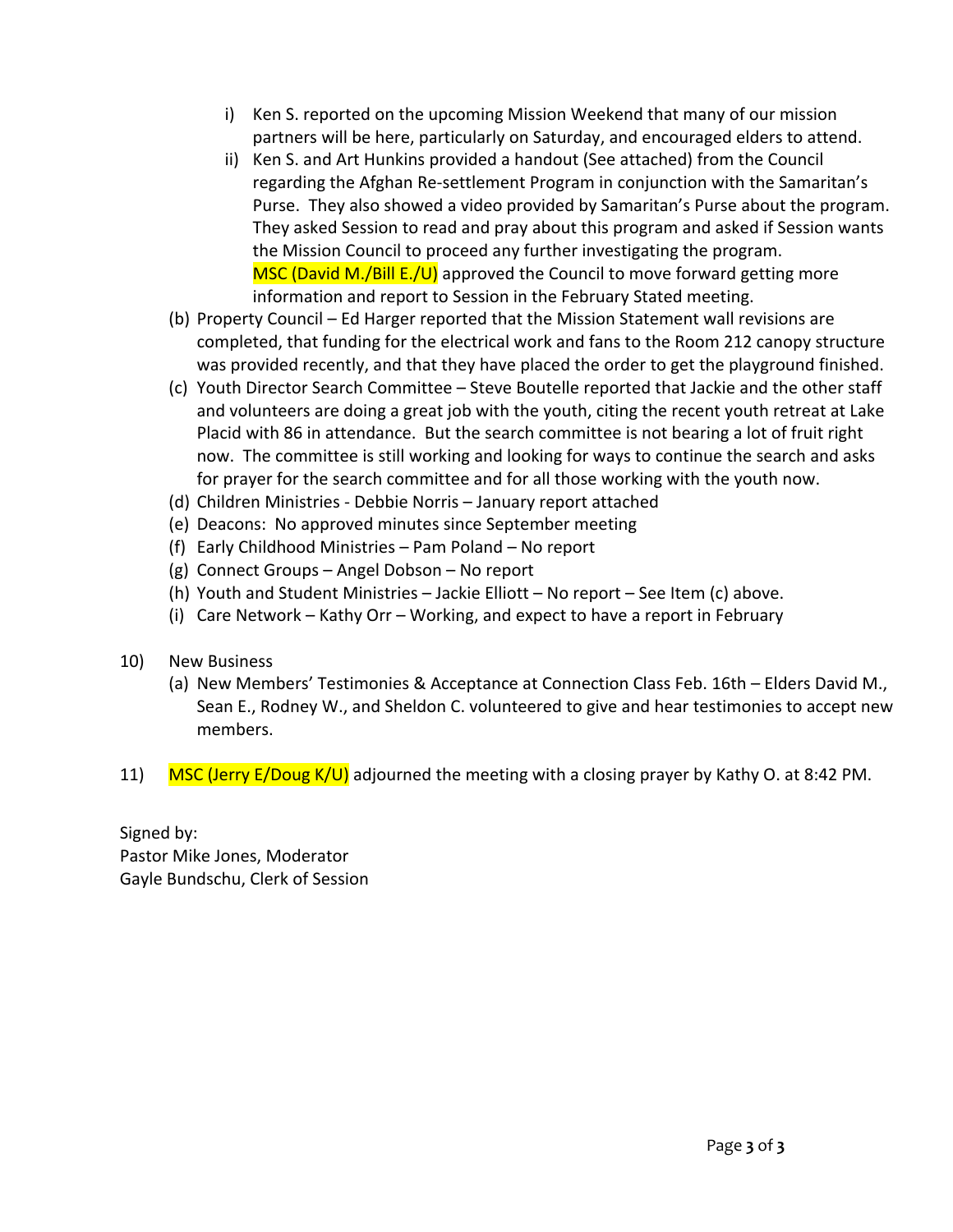i) Ken S. reported on the upcoming Mission Weekend that many of our mission partners will be here, particularly on Saturday, and encouraged elders to attend.
    ii) Ken S. and Art Hunkins provided a handout (See attached) from the Council regarding the Afghan Re-settlement Program in conjunction with the Samaritan's Purse. They also showed a video provided by Samaritan's Purse about the program. They asked Session to read and pray about this program and asked if Session wants the Mission Council to proceed any further investigating the program. MSC (David M./Bill E./U) approved the Council to move forward getting more information and report to Session in the February Stated meeting.

  (b) Property Council – Ed Harger reported that the Mission Statement wall revisions are completed, that funding for the electrical work and fans to the Room 212 canopy structure was provided recently, and that they have placed the order to get the playground finished.
  (c) Youth Director Search Committee – Steve Boutelle reported that Jackie and the other staff and volunteers are doing a great job with the youth, citing the recent youth retreat at Lake Placid with 86 in attendance. But the search committee is not bearing a lot of fruit right now. The committee is still working and looking for ways to continue the search and asks for prayer for the search committee and for all those working with the youth now.
  (d) Children Ministries - Debbie Norris – January report attached
  (e) Deacons: No approved minutes since September meeting
  (f) Early Childhood Ministries – Pam Poland – No report
  (g) Connect Groups – Angel Dobson – No report
  (h) Youth and Student Ministries – Jackie Elliott – No report – See Item (c) above.
  (i) Care Network – Kathy Orr – Working, and expect to have a report in February

10) New Business
  (a) New Members' Testimonies & Acceptance at Connection Class Feb. 16th – Elders David M., Sean E., Rodney W., and Sheldon C. volunteered to give and hear testimonies to accept new members.

11) MSC (Jerry E/Doug K/U) adjourned the meeting with a closing prayer by Kathy O. at 8:42 PM.

Signed by:
Pastor Mike Jones, Moderator
Gayle Bundschu, Clerk of Session